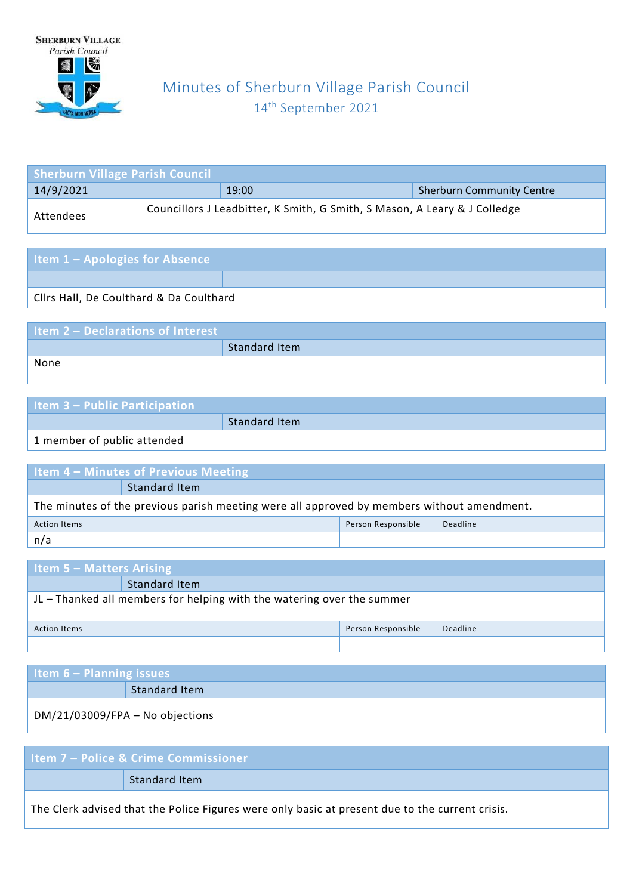Sherburn Village Parish Council

# Minutes of Sherburn Village Parish Council

14th September 2021

| Sherburn Village Parish Council | | |
|---|---|---|
| 14/9/2021 | 19:00 | Sherburn Community Centre |
| Attendees | Councillors J Leadbitter, K Smith, G Smith, S Mason, A Leary & J Colledge | |

## Item 1 – Apologies for Absence

Cllrs Hall, De Coulthard & Da Coulthard

## Item 2 – Declarations of Interest

Standard Item

None

## Item 3 – Public Participation

Standard Item

1 member of public attended

## Item 4 – Minutes of Previous Meeting

Standard Item

The minutes of the previous parish meeting were all approved by members without amendment.

| Action Items | Person Responsible | Deadline |
|---|---|---|
| n/a | | |

## Item 5 – Matters Arising

Standard Item

JL – Thanked all members for helping with the watering over the summer

| Action Items | Person Responsible | Deadline |
|---|---|---|
| | | |

## Item 6 – Planning issues

Standard Item

DM/21/03009/FPA – No objections

## Item 7 – Police & Crime Commissioner

Standard Item

The Clerk advised that the Police Figures were only basic at present due to the current crisis.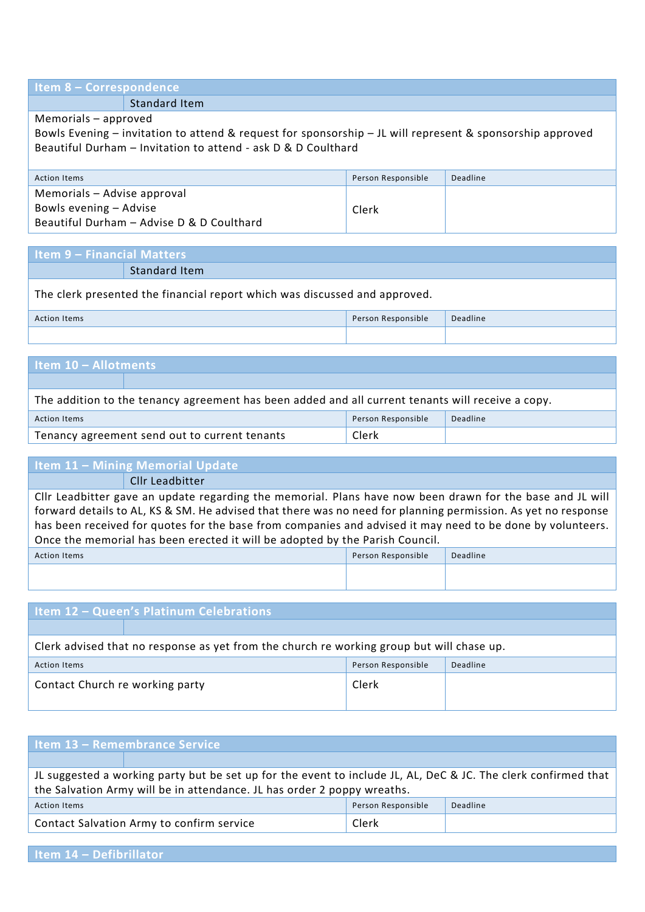## Item 8 – Correspondence

| | Standard Item |
|---|---|

Memorials – approved
Bowls Evening – invitation to attend & request for sponsorship – JL will represent & sponsorship approved
Beautiful Durham – Invitation to attend - ask D & D Coulthard

| Action Items | Person Responsible | Deadline |
|---|---|---|
| Memorials – Advise approval<br>Bowls evening – Advise<br>Beautiful Durham – Advise D & D Coulthard | Clerk | |

## Item 9 – Financial Matters

| | Standard Item |
|---|---|

The clerk presented the financial report which was discussed and approved.

| Action Items | Person Responsible | Deadline |
|---|---|---|
| | | |

## Item 10 – Allotments

The addition to the tenancy agreement has been added and all current tenants will receive a copy.

| Action Items | Person Responsible | Deadline |
|---|---|---|
| Tenancy agreement send out to current tenants | Clerk | |

## Item 11 – Mining Memorial Update

| | Cllr Leadbitter |
|---|---|

Cllr Leadbitter gave an update regarding the memorial. Plans have now been drawn for the base and JL will forward details to AL, KS & SM. He advised that there was no need for planning permission. As yet no response has been received for quotes for the base from companies and advised it may need to be done by volunteers. Once the memorial has been erected it will be adopted by the Parish Council.

| Action Items | Person Responsible | Deadline |
|---|---|---|
| | | |

## Item 12 – Queen's Platinum Celebrations

Clerk advised that no response as yet from the church re working group but will chase up.

| Action Items | Person Responsible | Deadline |
|---|---|---|
| Contact Church re working party | Clerk | |

## Item 13 – Remembrance Service

JL suggested a working party but be set up for the event to include JL, AL, DeC & JC. The clerk confirmed that the Salvation Army will be in attendance. JL has order 2 poppy wreaths.

| Action Items | Person Responsible | Deadline |
|---|---|---|
| Contact Salvation Army to confirm service | Clerk | |

## Item 14 – Defibrillator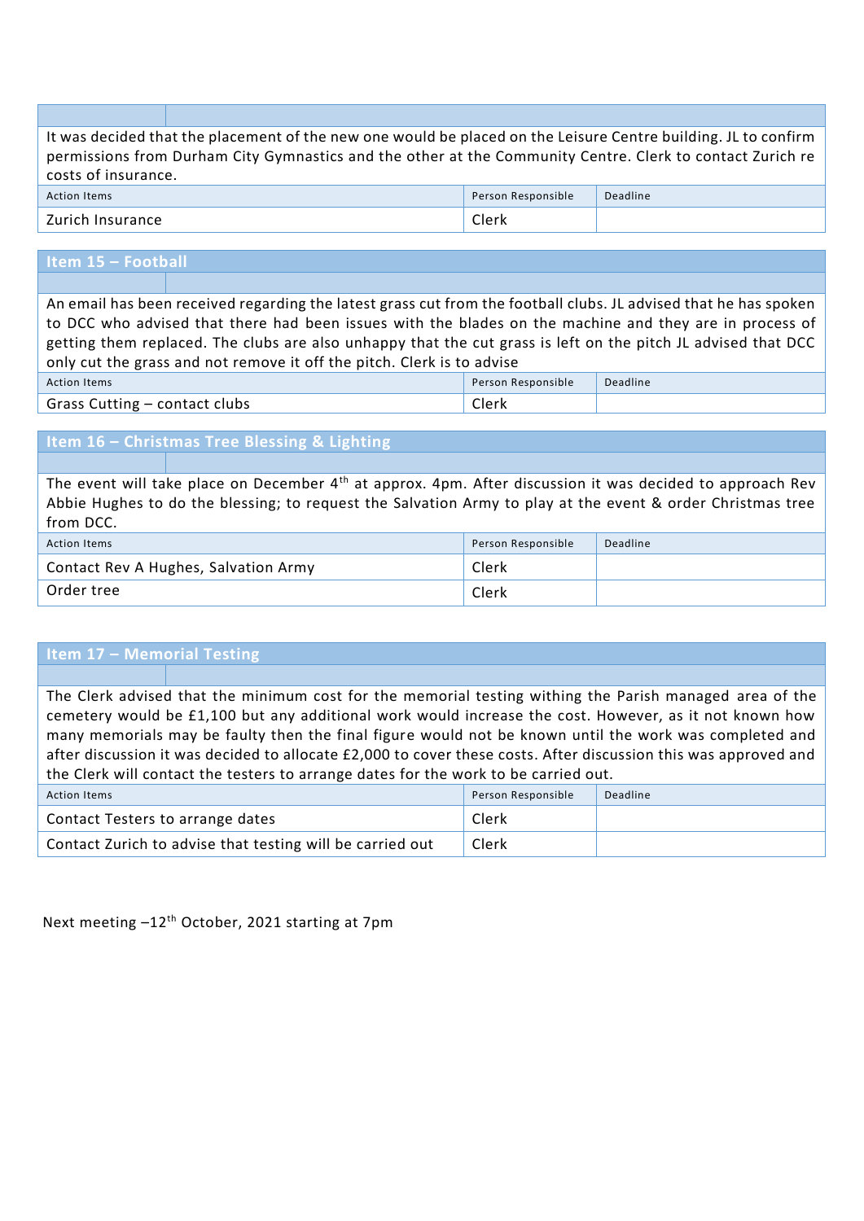It was decided that the placement of the new one would be placed on the Leisure Centre building. JL to confirm permissions from Durham City Gymnastics and the other at the Community Centre. Clerk to contact Zurich re costs of insurance.

| Action Items | Person Responsible | Deadline |
|---|---|---|
| Zurich Insurance | Clerk | |

## Item 15 – Football

An email has been received regarding the latest grass cut from the football clubs. JL advised that he has spoken to DCC who advised that there had been issues with the blades on the machine and they are in process of getting them replaced. The clubs are also unhappy that the cut grass is left on the pitch JL advised that DCC only cut the grass and not remove it off the pitch. Clerk is to advise

| Action Items | Person Responsible | Deadline |
|---|---|---|
| Grass Cutting – contact clubs | Clerk | |

## Item 16 – Christmas Tree Blessing & Lighting

The event will take place on December 4th at approx. 4pm. After discussion it was decided to approach Rev Abbie Hughes to do the blessing; to request the Salvation Army to play at the event & order Christmas tree from DCC.

| Action Items | Person Responsible | Deadline |
|---|---|---|
| Contact Rev A Hughes, Salvation Army | Clerk | |
| Order tree | Clerk | |

## Item 17 – Memorial Testing

The Clerk advised that the minimum cost for the memorial testing withing the Parish managed area of the cemetery would be £1,100 but any additional work would increase the cost. However, as it not known how many memorials may be faulty then the final figure would not be known until the work was completed and after discussion it was decided to allocate £2,000 to cover these costs. After discussion this was approved and the Clerk will contact the testers to arrange dates for the work to be carried out.

| Action Items | Person Responsible | Deadline |
|---|---|---|
| Contact Testers to arrange dates | Clerk | |
| Contact Zurich to advise that testing will be carried out | Clerk | |

Next meeting –12th October, 2021 starting at 7pm